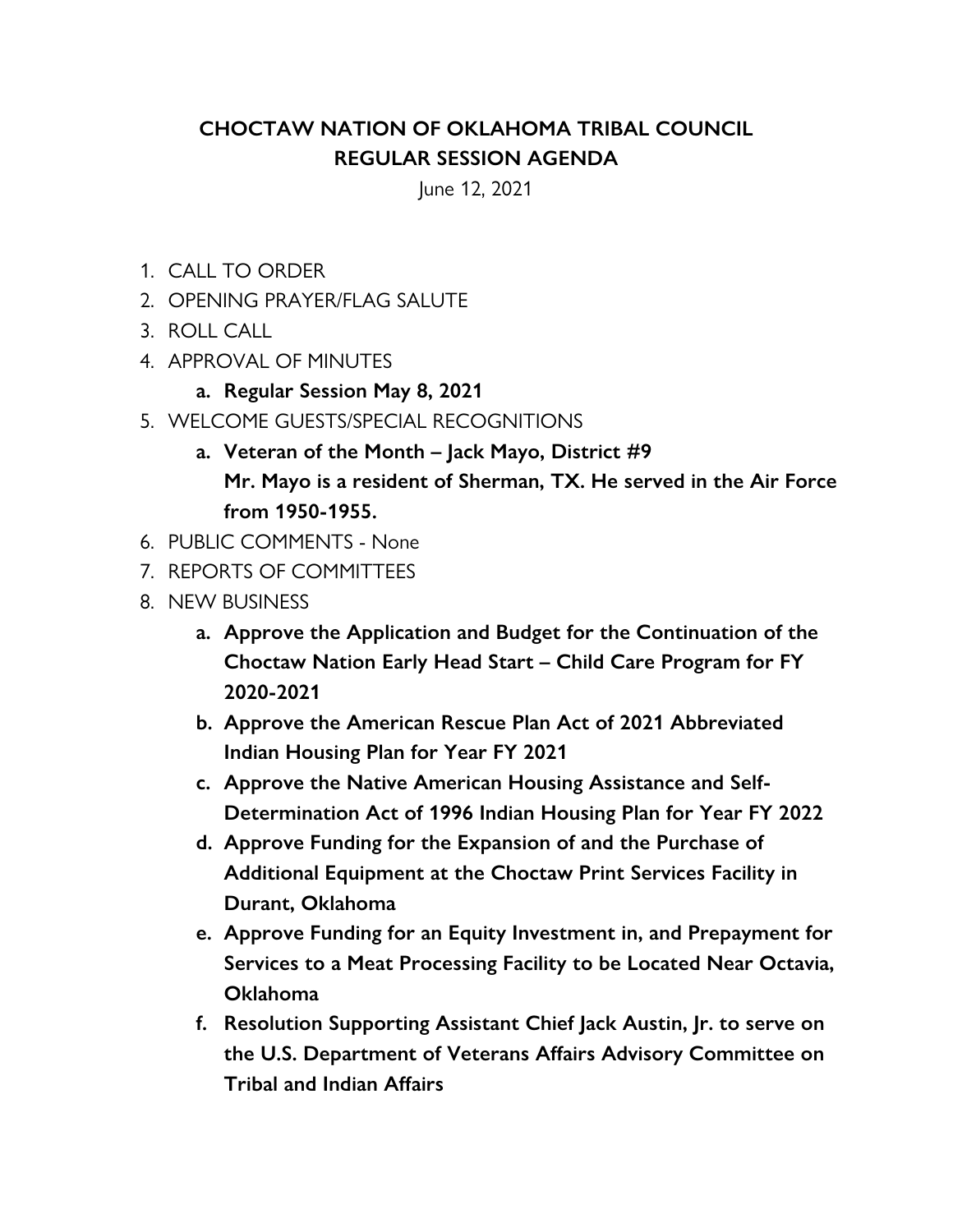# CHOCTAW NATION OF OKLAHOMA TRIBAL COUNCIL
## REGULAR SESSION AGENDA

June 12, 2021

1. CALL TO ORDER
2. OPENING PRAYER/FLAG SALUTE
3. ROLL CALL
4. APPROVAL OF MINUTES
   a. **Regular Session May 8, 2021**
5. WELCOME GUESTS/SPECIAL RECOGNITIONS
   a. **Veteran of the Month – Jack Mayo, District #9**
      **Mr. Mayo is a resident of Sherman, TX. He served in the Air Force from 1950-1955.**
6. PUBLIC COMMENTS - None
7. REPORTS OF COMMITTEES
8. NEW BUSINESS
   a. **Approve the Application and Budget for the Continuation of the Choctaw Nation Early Head Start – Child Care Program for FY 2020-2021**
   b. **Approve the American Rescue Plan Act of 2021 Abbreviated Indian Housing Plan for Year FY 2021**
   c. **Approve the Native American Housing Assistance and Self-Determination Act of 1996 Indian Housing Plan for Year FY 2022**
   d. **Approve Funding for the Expansion of and the Purchase of Additional Equipment at the Choctaw Print Services Facility in Durant, Oklahoma**
   e. **Approve Funding for an Equity Investment in, and Prepayment for Services to a Meat Processing Facility to be Located Near Octavia, Oklahoma**
   f. **Resolution Supporting Assistant Chief Jack Austin, Jr. to serve on the U.S. Department of Veterans Affairs Advisory Committee on Tribal and Indian Affairs**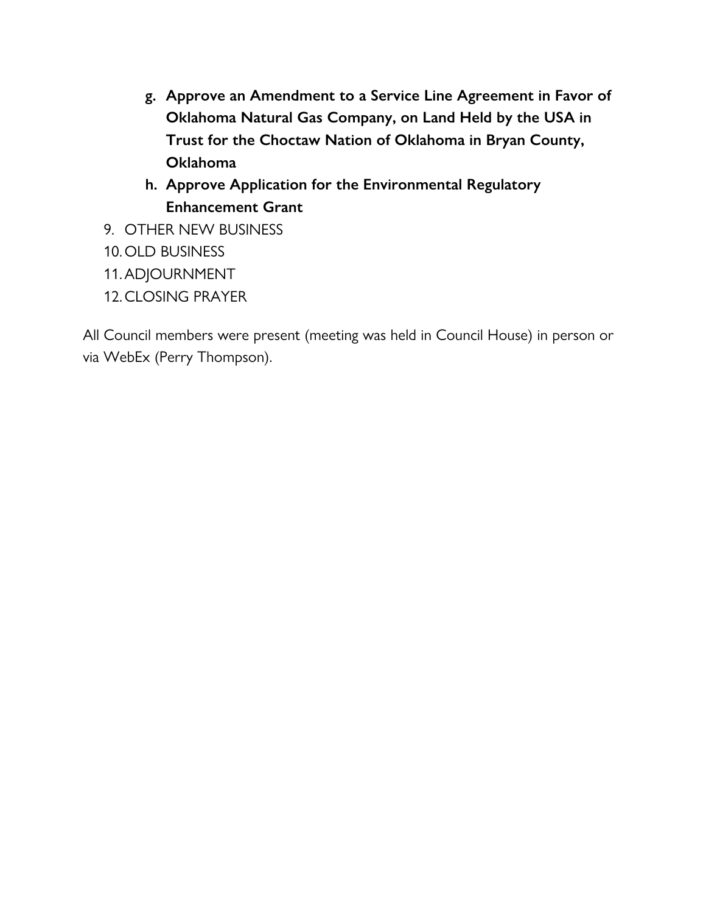g. **Approve an Amendment to a Service Line Agreement in Favor of Oklahoma Natural Gas Company, on Land Held by the USA in Trust for the Choctaw Nation of Oklahoma in Bryan County, Oklahoma**
   h. **Approve Application for the Environmental Regulatory Enhancement Grant**

9. OTHER NEW BUSINESS
10. OLD BUSINESS
11. ADJOURNMENT
12. CLOSING PRAYER

All Council members were present (meeting was held in Council House) in person or via WebEx (Perry Thompson).